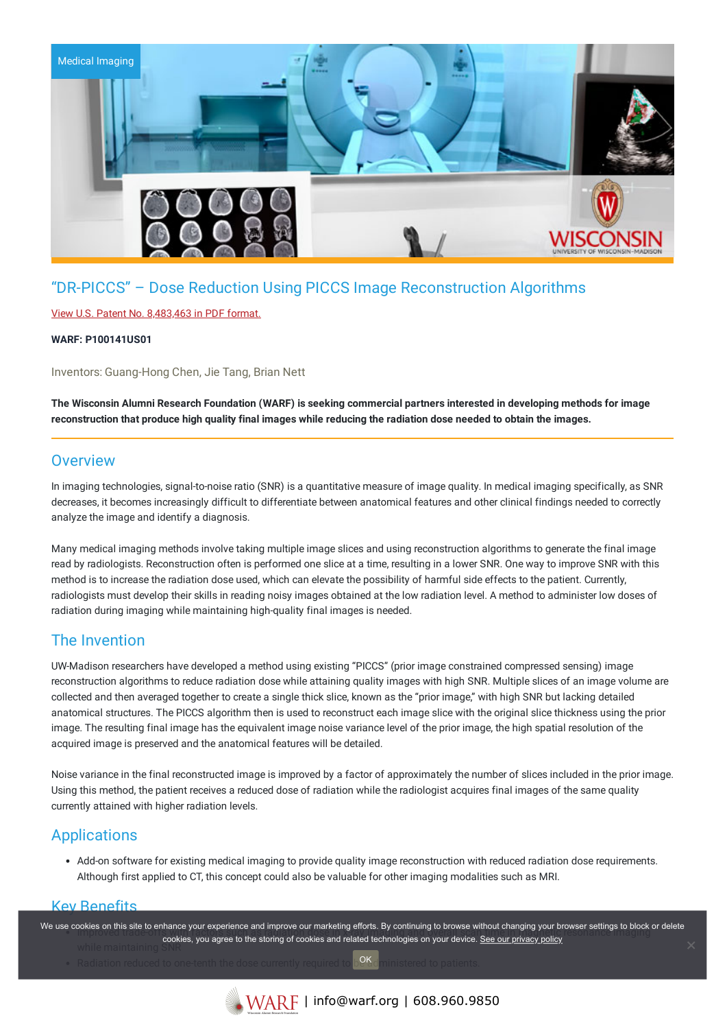Medical Imaging

## "DR-PICCS" – Dose Reduction Using PICCS Image Reconstruction Algorithms

View U.S. Patent No. 8,483,463 in PDF format.

**WARF: P100141US01**

Inventors: Guang-Hong Chen, Jie Tang, Brian Nett

**The Wisconsin Alumni Research Foundation (WARF) is seeking commercial partners interested in developing methods for image reconstruction that produce high quality final images while reducing the radiation dose needed to obtain the images.**

## Overview

In imaging technologies, signal-to-noise ratio (SNR) is a quantitative measure of image quality. In medical imaging specifically, as SNR decreases, it becomes increasingly difficult to differentiate between anatomical features and other clinical findings needed to correctly analyze the image and identify a diagnosis.

Many medical imaging methods involve taking multiple image slices and using reconstruction algorithms to generate the final image read by radiologists. Reconstruction often is performed one slice at a time, resulting in a lower SNR. One way to improve SNR with this method is to increase the radiation dose used, which can elevate the possibility of harmful side effects to the patient. Currently, radiologists must develop their skills in reading noisy images obtained at the low radiation level. A method to administer low doses of radiation during imaging while maintaining high-quality final images is needed.

## The Invention

UW-Madison researchers have developed a method using existing "PICCS" (prior image constrained compressed sensing) image reconstruction algorithms to reduce radiation dose while attaining quality images with high SNR. Multiple slices of an image volume are collected and then averaged together to create a single thick slice, known as the "prior image," with high SNR but lacking detailed anatomical structures. The PICCS algorithm then is used to reconstruct each image slice with the original slice thickness using the prior image. The resulting final image has the equivalent image noise variance level of the prior image, the high spatial resolution of the acquired image is preserved and the anatomical features will be detailed.

Noise variance in the final reconstructed image is improved by a factor of approximately the number of slices included in the prior image. Using this method, the patient receives a reduced dose of radiation while the radiologist acquires final images of the same quality currently attained with higher radiation levels.

## Applications

- Add-on software for existing medical imaging to provide quality image reconstruction with reduced radiation dose requirements. Although first applied to CT, this concept could also be valuable for other imaging modalities such as MRI.

## Key Benefits

- Improved trade-off ... resonance imaging while maintaining SNR
- Radiation reduced to one-tenth the dose currently required to be administered to patients.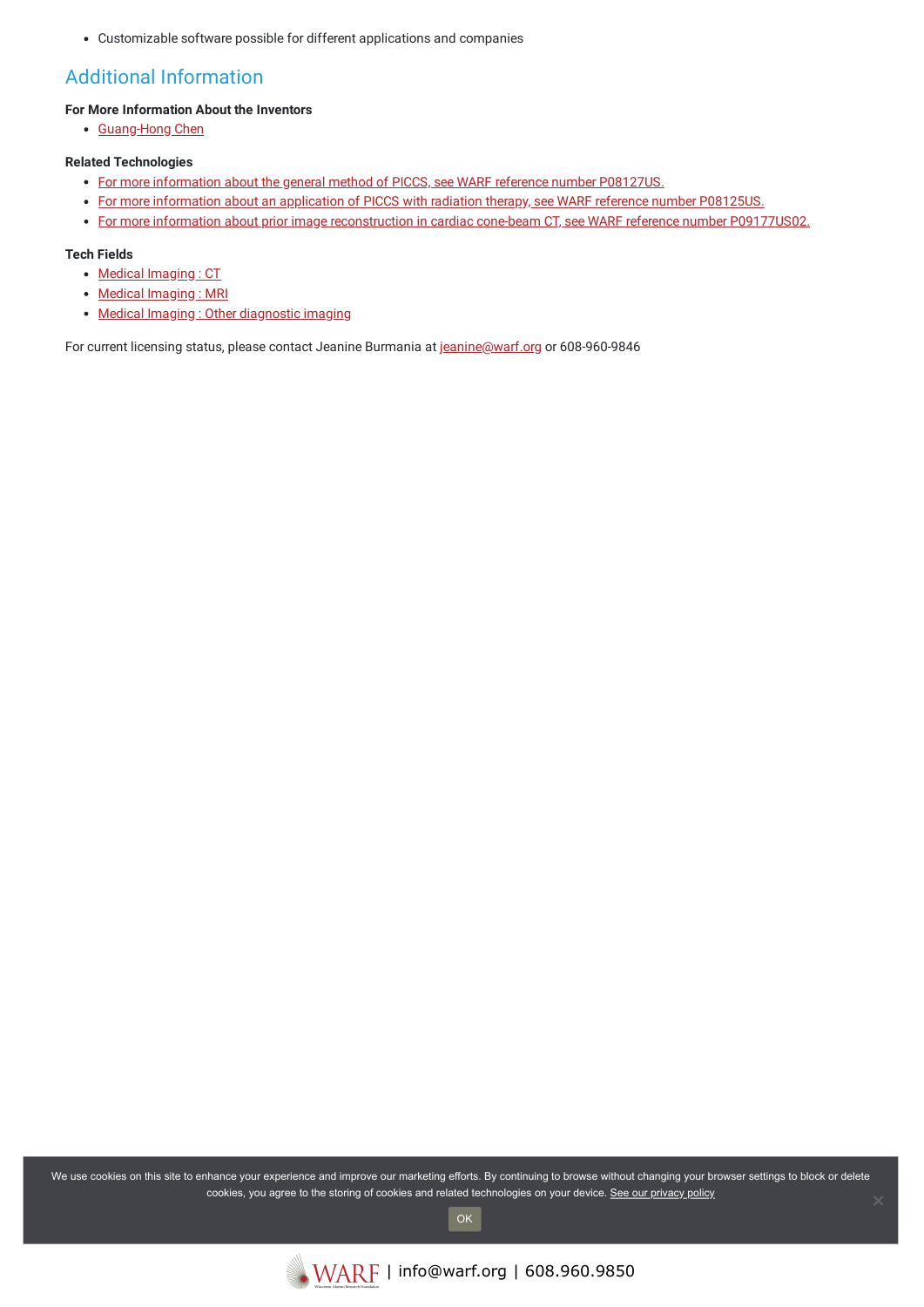- Customizable software possible for different applications and companies

## Additional Information

**For More Information About the Inventors**

- Guang-Hong Chen

**Related Technologies**

- For more information about the general method of PICCS, see WARF reference number P08127US.
- For more information about an application of PICCS with radiation therapy, see WARF reference number P08125US.
- For more information about prior image reconstruction in cardiac cone-beam CT, see WARF reference number P09177US02.

**Tech Fields**

- Medical Imaging : CT
- Medical Imaging : MRI
- Medical Imaging : Other diagnostic imaging

For current licensing status, please contact Jeanine Burmania at jeanine@warf.org or 608-960-9846